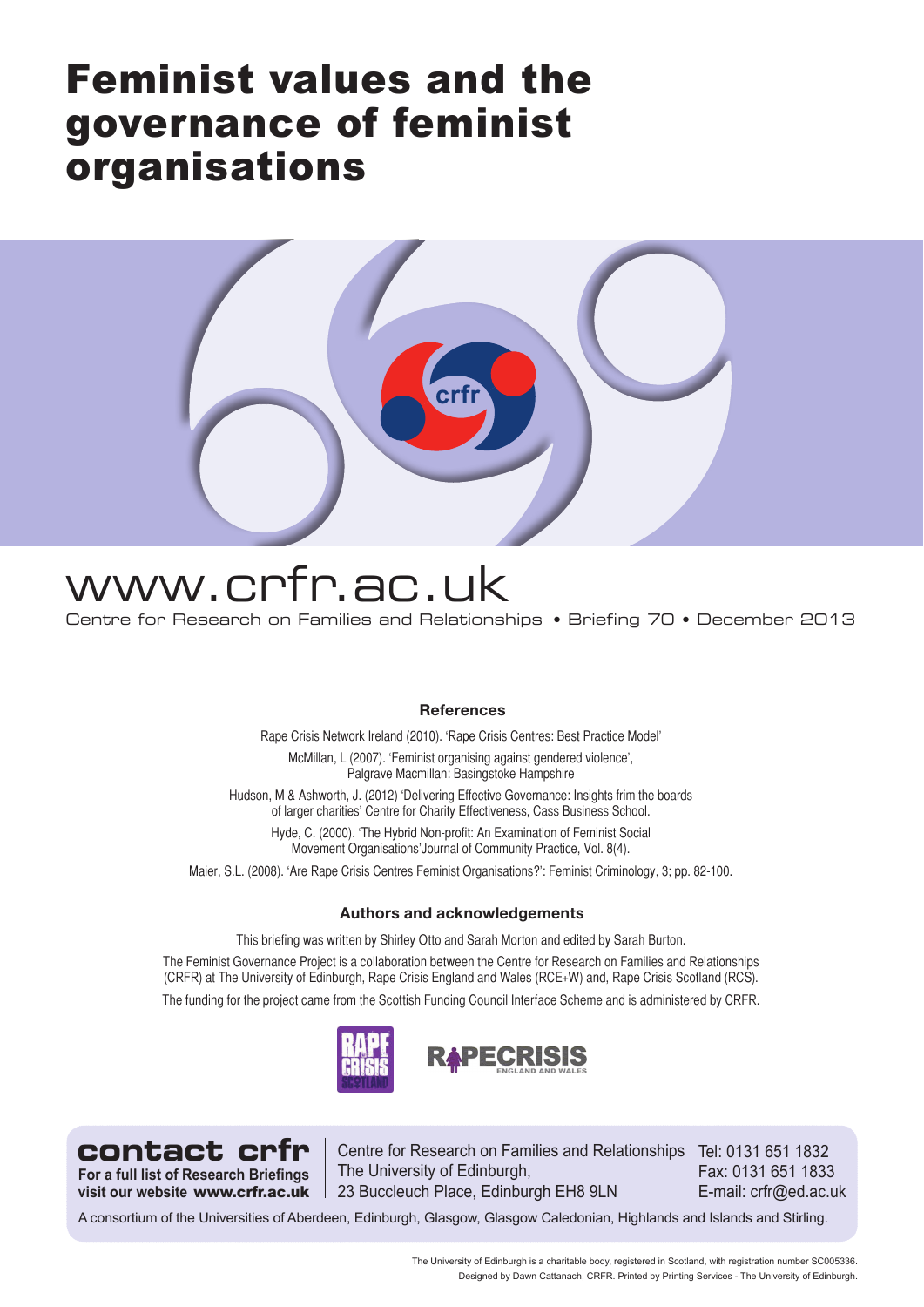# Feminist values and the governance of feminist organisations

www.crfr.ac.uk

Centre for Research on Families and Relationships • Briefing 70 • December 2013

## References

Rape Crisis Network Ireland (2010). 'Rape Crisis Centres: Best Practice Model'

McMillan, L (2007). 'Feminist organising against gendered violence', Palgrave Macmillan: Basingstoke Hampshire

Hudson, M & Ashworth, J. (2012) 'Delivering Effective Governance: Insights frim the boards of larger charities' Centre for Charity Effectiveness, Cass Business School.

Hyde, C. (2000). 'The Hybrid Non-profit: An Examination of Feminist Social Movement Organisations'Journal of Community Practice, Vol. 8(4).

Maier, S.L. (2008). 'Are Rape Crisis Centres Feminist Organisations?': Feminist Criminology, 3; pp. 82-100.

## Authors and acknowledgements

This briefing was written by Shirley Otto and Sarah Morton and edited by Sarah Burton.

The Feminist Governance Project is a collaboration between the Centre for Research on Families and Relationships (CRFR) at The University of Edinburgh, Rape Crisis England and Wales (RCE+W) and, Rape Crisis Scotland (RCS).

The funding for the project came from the Scottish Funding Council Interface Scheme and is administered by CRFR.

**contact crfr**

**For a full list of Research Briefings visit our website www.crfr.ac.uk**

Centre for Research on Families and Relationships
The University of Edinburgh,
23 Buccleuch Place, Edinburgh EH8 9LN

Tel: 0131 651 1832
Fax: 0131 651 1833
E-mail: crfr@ed.ac.uk

A consortium of the Universities of Aberdeen, Edinburgh, Glasgow, Glasgow Caledonian, Highlands and Islands and Stirling.

The University of Edinburgh is a charitable body, registered in Scotland, with registration number SC005336.
Designed by Dawn Cattanach, CRFR. Printed by Printing Services - The University of Edinburgh.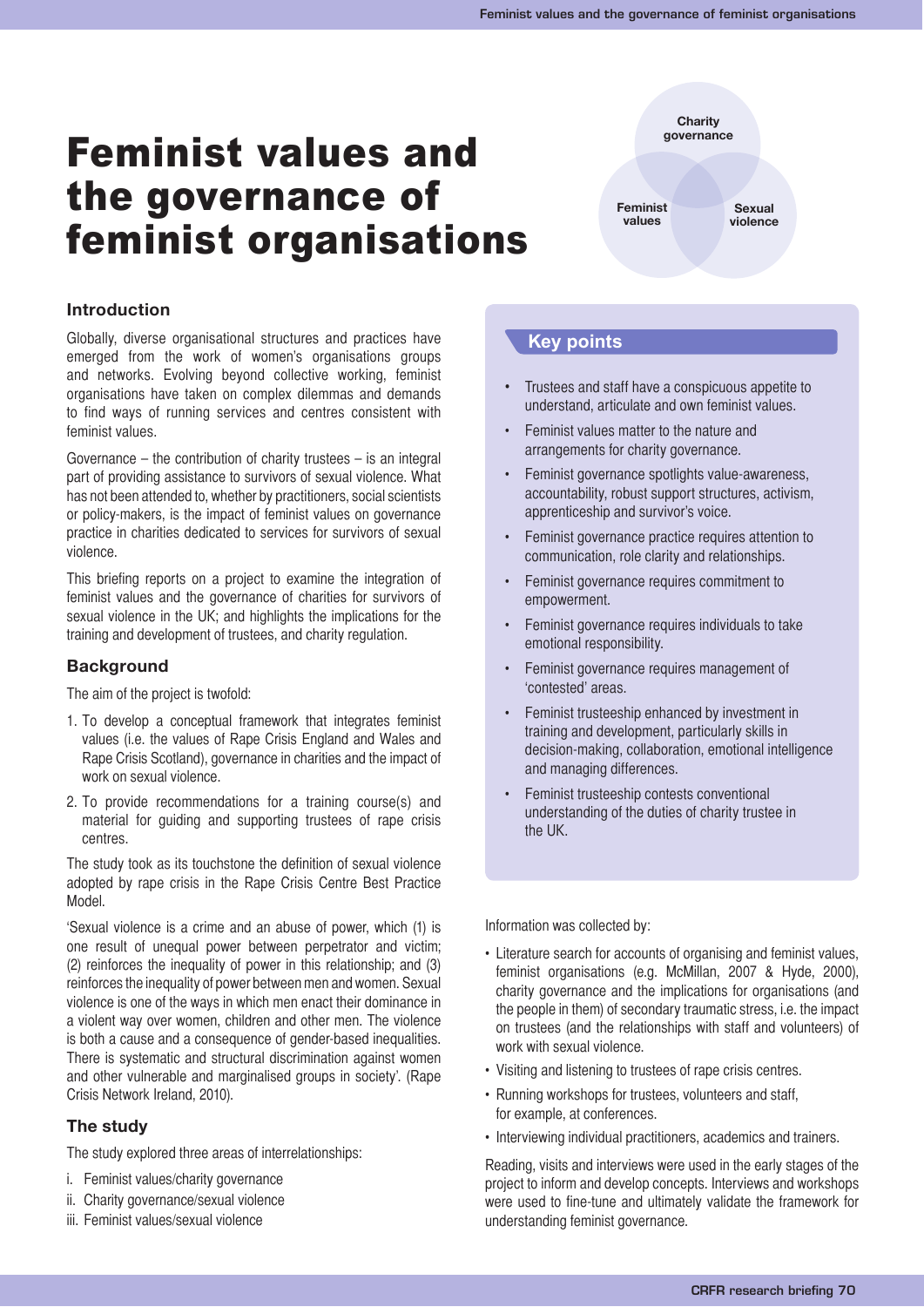# Feminist values and the governance of feminist organisations

Charity governance

Feminist values

Sexual violence

## Introduction

Globally, diverse organisational structures and practices have emerged from the work of women's organisations groups and networks. Evolving beyond collective working, feminist organisations have taken on complex dilemmas and demands to find ways of running services and centres consistent with feminist values.

Governance – the contribution of charity trustees – is an integral part of providing assistance to survivors of sexual violence. What has not been attended to, whether by practitioners, social scientists or policy-makers, is the impact of feminist values on governance practice in charities dedicated to services for survivors of sexual violence.

This briefing reports on a project to examine the integration of feminist values and the governance of charities for survivors of sexual violence in the UK; and highlights the implications for the training and development of trustees, and charity regulation.

## Background

The aim of the project is twofold:

1. To develop a conceptual framework that integrates feminist values (i.e. the values of Rape Crisis England and Wales and Rape Crisis Scotland), governance in charities and the impact of work on sexual violence.
2. To provide recommendations for a training course(s) and material for guiding and supporting trustees of rape crisis centres.

The study took as its touchstone the definition of sexual violence adopted by rape crisis in the Rape Crisis Centre Best Practice Model.

'Sexual violence is a crime and an abuse of power, which (1) is one result of unequal power between perpetrator and victim; (2) reinforces the inequality of power in this relationship; and (3) reinforces the inequality of power between men and women. Sexual violence is one of the ways in which men enact their dominance in a violent way over women, children and other men. The violence is both a cause and a consequence of gender-based inequalities. There is systematic and structural discrimination against women and other vulnerable and marginalised groups in society'. (Rape Crisis Network Ireland, 2010).

## The study

The study explored three areas of interrelationships:

i. Feminist values/charity governance
ii. Charity governance/sexual violence
iii. Feminist values/sexual violence

## Key points

- Trustees and staff have a conspicuous appetite to understand, articulate and own feminist values.
- Feminist values matter to the nature and arrangements for charity governance.
- Feminist governance spotlights value-awareness, accountability, robust support structures, activism, apprenticeship and survivor's voice.
- Feminist governance practice requires attention to communication, role clarity and relationships.
- Feminist governance requires commitment to empowerment.
- Feminist governance requires individuals to take emotional responsibility.
- Feminist governance requires management of 'contested' areas.
- Feminist trusteeship enhanced by investment in training and development, particularly skills in decision-making, collaboration, emotional intelligence and managing differences.
- Feminist trusteeship contests conventional understanding of the duties of charity trustee in the UK.

Information was collected by:

- Literature search for accounts of organising and feminist values, feminist organisations (e.g. McMillan, 2007 & Hyde, 2000), charity governance and the implications for organisations (and the people in them) of secondary traumatic stress, i.e. the impact on trustees (and the relationships with staff and volunteers) of work with sexual violence.
- Visiting and listening to trustees of rape crisis centres.
- Running workshops for trustees, volunteers and staff, for example, at conferences.
- Interviewing individual practitioners, academics and trainers.

Reading, visits and interviews were used in the early stages of the project to inform and develop concepts. Interviews and workshops were used to fine-tune and ultimately validate the framework for understanding feminist governance.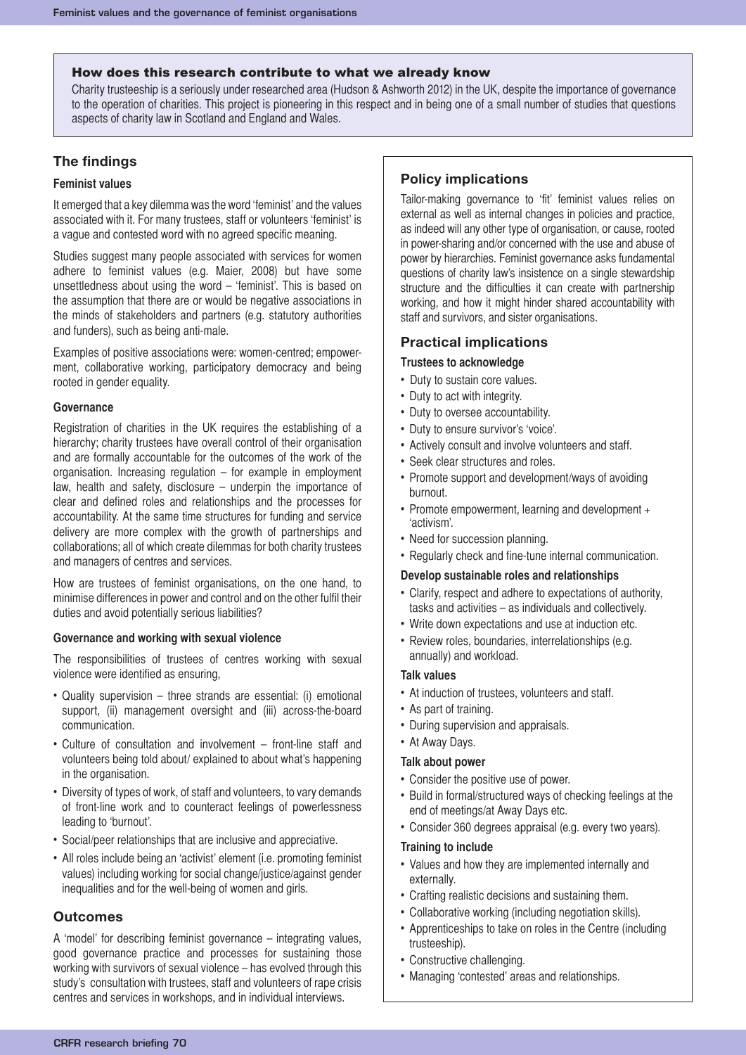## How does this research contribute to what we already know

Charity trusteeship is a seriously under researched area (Hudson & Ashworth 2012) in the UK, despite the importance of governance to the operation of charities. This project is pioneering in this respect and in being one of a small number of studies that questions aspects of charity law in Scotland and England and Wales.

## The findings

### Feminist values

It emerged that a key dilemma was the word 'feminist' and the values associated with it. For many trustees, staff or volunteers 'feminist' is a vague and contested word with no agreed specific meaning.

Studies suggest many people associated with services for women adhere to feminist values (e.g. Maier, 2008) but have some unsettledness about using the word – 'feminist'. This is based on the assumption that there are or would be negative associations in the minds of stakeholders and partners (e.g. statutory authorities and funders), such as being anti-male.

Examples of positive associations were: women-centred; empowerment, collaborative working, participatory democracy and being rooted in gender equality.

### Governance

Registration of charities in the UK requires the establishing of a hierarchy; charity trustees have overall control of their organisation and are formally accountable for the outcomes of the work of the organisation. Increasing regulation – for example in employment law, health and safety, disclosure – underpin the importance of clear and defined roles and relationships and the processes for accountability. At the same time structures for funding and service delivery are more complex with the growth of partnerships and collaborations; all of which create dilemmas for both charity trustees and managers of centres and services.

How are trustees of feminist organisations, on the one hand, to minimise differences in power and control and on the other fulfil their duties and avoid potentially serious liabilities?

### Governance and working with sexual violence

The responsibilities of trustees of centres working with sexual violence were identified as ensuring,

- Quality supervision – three strands are essential: (i) emotional support, (ii) management oversight and (iii) across-the-board communication.
- Culture of consultation and involvement – front-line staff and volunteers being told about/ explained to about what's happening in the organisation.
- Diversity of types of work, of staff and volunteers, to vary demands of front-line work and to counteract feelings of powerlessness leading to 'burnout'.
- Social/peer relationships that are inclusive and appreciative.
- All roles include being an 'activist' element (i.e. promoting feminist values) including working for social change/justice/against gender inequalities and for the well-being of women and girls.

## Outcomes

A 'model' for describing feminist governance – integrating values, good governance practice and processes for sustaining those working with survivors of sexual violence – has evolved through this study's consultation with trustees, staff and volunteers of rape crisis centres and services in workshops, and in individual interviews.

## Policy implications

Tailor-making governance to 'fit' feminist values relies on external as well as internal changes in policies and practice, as indeed will any other type of organisation, or cause, rooted in power-sharing and/or concerned with the use and abuse of power by hierarchies. Feminist governance asks fundamental questions of charity law's insistence on a single stewardship structure and the difficulties it can create with partnership working, and how it might hinder shared accountability with staff and survivors, and sister organisations.

## Practical implications

### Trustees to acknowledge

- Duty to sustain core values.
- Duty to act with integrity.
- Duty to oversee accountability.
- Duty to ensure survivor's 'voice'.
- Actively consult and involve volunteers and staff.
- Seek clear structures and roles.
- Promote support and development/ways of avoiding burnout.
- Promote empowerment, learning and development + 'activism'.
- Need for succession planning.
- Regularly check and fine-tune internal communication.

### Develop sustainable roles and relationships

- Clarify, respect and adhere to expectations of authority, tasks and activities – as individuals and collectively.
- Write down expectations and use at induction etc.
- Review roles, boundaries, interrelationships (e.g. annually) and workload.

### Talk values

- At induction of trustees, volunteers and staff.
- As part of training.
- During supervision and appraisals.
- At Away Days.

### Talk about power

- Consider the positive use of power.
- Build in formal/structured ways of checking feelings at the end of meetings/at Away Days etc.
- Consider 360 degrees appraisal (e.g. every two years).

### Training to include

- Values and how they are implemented internally and externally.
- Crafting realistic decisions and sustaining them.
- Collaborative working (including negotiation skills).
- Apprenticeships to take on roles in the Centre (including trusteeship).
- Constructive challenging.
- Managing 'contested' areas and relationships.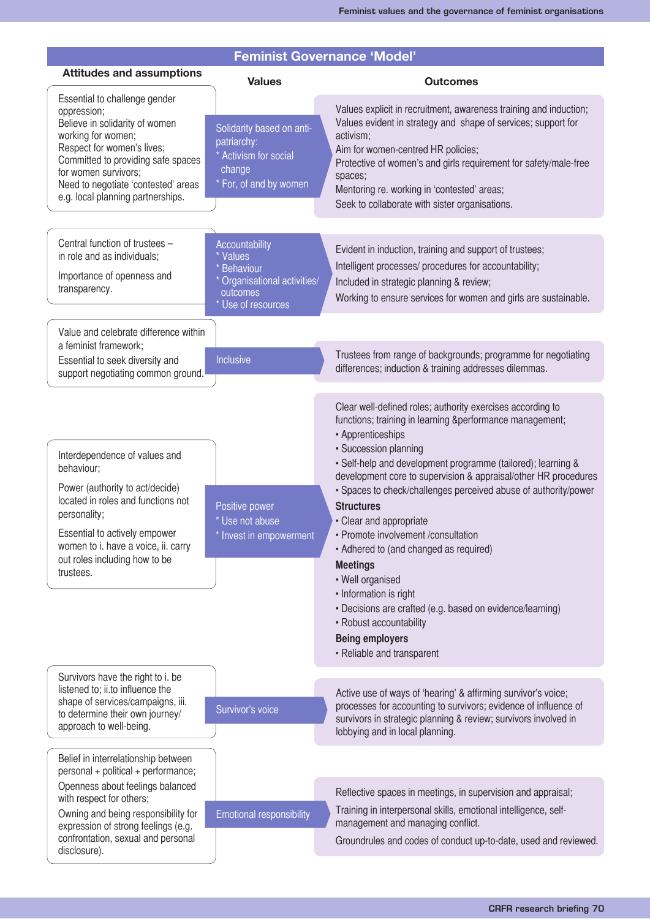## Feminist Governance 'Model'

| Attitudes and assumptions | Values | Outcomes |
| --- | --- | --- |
| Essential to challenge gender oppression;<br>Believe in solidarity of women working for women;<br>Respect for women's lives;<br>Committed to providing safe spaces for women survivors;<br>Need to negotiate 'contested' areas e.g. local planning partnerships. | Solidarity based on anti-patriarchy:<br>* Activism for social change<br>* For, of and by women | Values explicit in recruitment, awareness training and induction;<br>Values evident in strategy and shape of services; support for activism;<br>Aim for women-centred HR policies;<br>Protective of women's and girls requirement for safety/male-free spaces;<br>Mentoring re. working in 'contested' areas;<br>Seek to collaborate with sister organisations. |
| Central function of trustees – in role and as individuals;<br>Importance of openness and transparency. | Accountability<br>* Values<br>* Behaviour<br>* Organisational activities/ outcomes<br>* Use of resources | Evident in induction, training and support of trustees;<br>Intelligent processes/ procedures for accountability;<br>Included in strategic planning & review;<br>Working to ensure services for women and girls are sustainable. |
| Value and celebrate difference within a feminist framework;<br>Essential to seek diversity and support negotiating common ground. | Inclusive | Trustees from range of backgrounds; programme for negotiating differences; induction & training addresses dilemmas. |
| Interdependence of values and behaviour;<br>Power (authority to act/decide) located in roles and functions not personality;<br>Essential to actively empower women to i. have a voice, ii. carry out roles including how to be trustees. | Positive power<br>* Use not abuse<br>* Invest in empowerment | Clear well-defined roles; authority exercises according to functions; training in learning &performance management;<br>• Apprenticeships<br>• Succession planning<br>• Self-help and development programme (tailored); learning & development core to supervision & appraisal/other HR procedures<br>• Spaces to check/challenges perceived abuse of authority/power<br>**Structures**<br>• Clear and appropriate<br>• Promote involvement /consultation<br>• Adhered to (and changed as required)<br>**Meetings**<br>• Well organised<br>• Information is right<br>• Decisions are crafted (e.g. based on evidence/learning)<br>• Robust accountability<br>**Being employers**<br>• Reliable and transparent |
| Survivors have the right to i. be listened to; ii.to influence the shape of services/campaigns, iii. to determine their own journey/ approach to well-being. | Survivor's voice | Active use of ways of 'hearing' & affirming survivor's voice; processes for accounting to survivors; evidence of influence of survivors in strategic planning & review; survivors involved in lobbying and in local planning. |
| Belief in interrelationship between personal + political + performance;<br>Openness about feelings balanced with respect for others;<br>Owning and being responsibility for expression of strong feelings (e.g. confrontation, sexual and personal disclosure). | Emotional responsibility | Reflective spaces in meetings, in supervision and appraisal;<br>Training in interpersonal skills, emotional intelligence, self-management and managing conflict.<br>Groundrules and codes of conduct up-to-date, used and reviewed. |